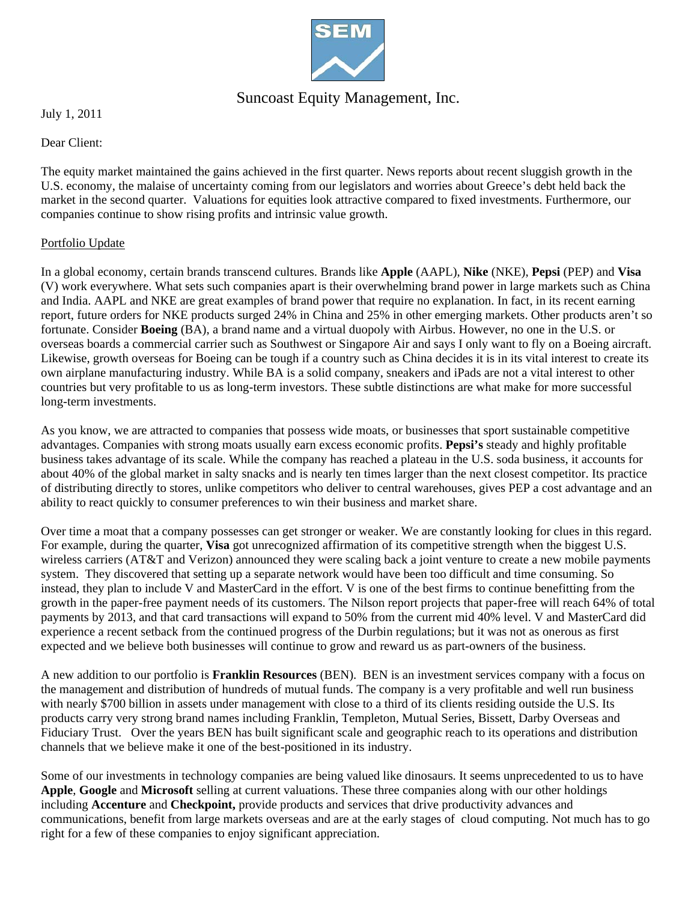Suncoast Equity Management, Inc.

July 1, 2011

Dear Client:

The equity market maintained the gains achieved in the first quarter. News reports about recent sluggish growth in the U.S. economy, the malaise of uncertainty coming from our legislators and worries about Greece's debt held back the market in the second quarter. Valuations for equities look attractive compared to fixed investments. Furthermore, our companies continue to show rising profits and intrinsic value growth.

Portfolio Update

In a global economy, certain brands transcend cultures. Brands like **Apple** (AAPL), **Nike** (NKE), **Pepsi** (PEP) and **Visa** (V) work everywhere. What sets such companies apart is their overwhelming brand power in large markets such as China and India. AAPL and NKE are great examples of brand power that require no explanation. In fact, in its recent earning report, future orders for NKE products surged 24% in China and 25% in other emerging markets. Other products aren't so fortunate. Consider **Boeing** (BA), a brand name and a virtual duopoly with Airbus. However, no one in the U.S. or overseas boards a commercial carrier such as Southwest or Singapore Air and says I only want to fly on a Boeing aircraft. Likewise, growth overseas for Boeing can be tough if a country such as China decides it is in its vital interest to create its own airplane manufacturing industry. While BA is a solid company, sneakers and iPads are not a vital interest to other countries but very profitable to us as long-term investors. These subtle distinctions are what make for more successful long-term investments.

As you know, we are attracted to companies that possess wide moats, or businesses that sport sustainable competitive advantages. Companies with strong moats usually earn excess economic profits. **Pepsi's** steady and highly profitable business takes advantage of its scale. While the company has reached a plateau in the U.S. soda business, it accounts for about 40% of the global market in salty snacks and is nearly ten times larger than the next closest competitor. Its practice of distributing directly to stores, unlike competitors who deliver to central warehouses, gives PEP a cost advantage and an ability to react quickly to consumer preferences to win their business and market share.

Over time a moat that a company possesses can get stronger or weaker. We are constantly looking for clues in this regard. For example, during the quarter, **Visa** got unrecognized affirmation of its competitive strength when the biggest U.S. wireless carriers (AT&T and Verizon) announced they were scaling back a joint venture to create a new mobile payments system. They discovered that setting up a separate network would have been too difficult and time consuming. So instead, they plan to include V and MasterCard in the effort. V is one of the best firms to continue benefitting from the growth in the paper-free payment needs of its customers. The Nilson report projects that paper-free will reach 64% of total payments by 2013, and that card transactions will expand to 50% from the current mid 40% level. V and MasterCard did experience a recent setback from the continued progress of the Durbin regulations; but it was not as onerous as first expected and we believe both businesses will continue to grow and reward us as part-owners of the business.

A new addition to our portfolio is **Franklin Resources** (BEN). BEN is an investment services company with a focus on the management and distribution of hundreds of mutual funds. The company is a very profitable and well run business with nearly $700 billion in assets under management with close to a third of its clients residing outside the U.S. Its products carry very strong brand names including Franklin, Templeton, Mutual Series, Bissett, Darby Overseas and Fiduciary Trust. Over the years BEN has built significant scale and geographic reach to its operations and distribution channels that we believe make it one of the best-positioned in its industry.

Some of our investments in technology companies are being valued like dinosaurs. It seems unprecedented to us to have **Apple**, **Google** and **Microsoft** selling at current valuations. These three companies along with our other holdings including **Accenture** and **Checkpoint,** provide products and services that drive productivity advances and communications, benefit from large markets overseas and are at the early stages of cloud computing. Not much has to go right for a few of these companies to enjoy significant appreciation.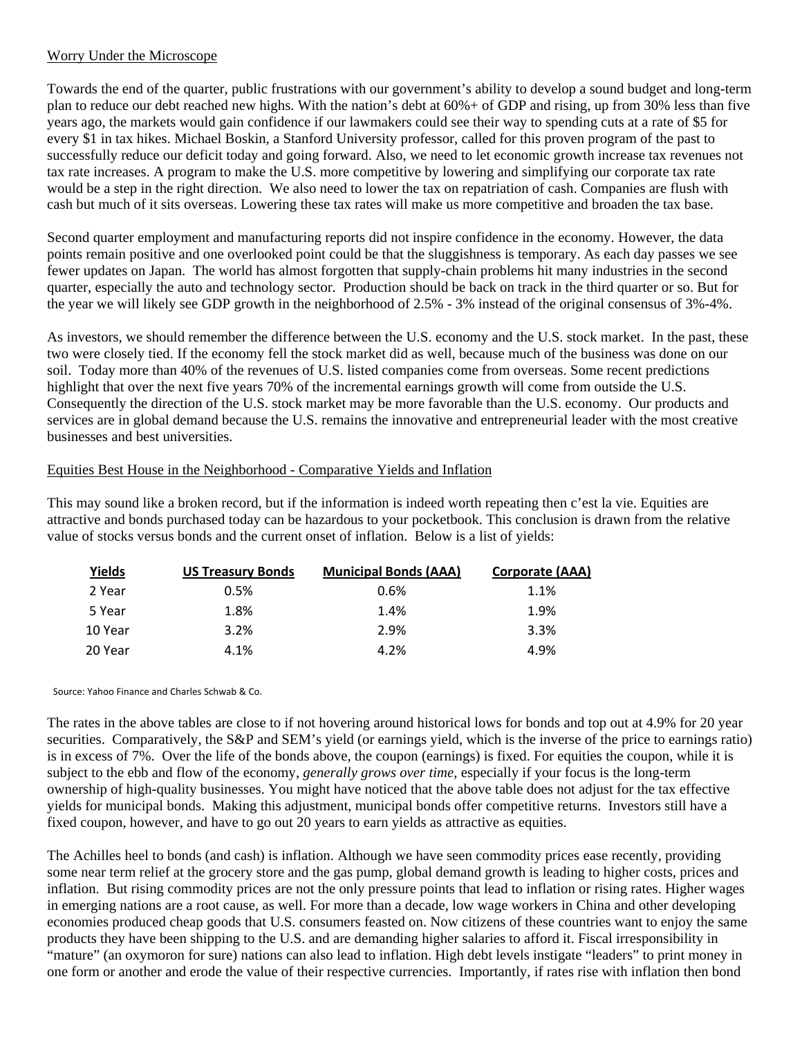Worry Under the Microscope

Towards the end of the quarter, public frustrations with our government's ability to develop a sound budget and long-term plan to reduce our debt reached new highs. With the nation's debt at 60%+ of GDP and rising, up from 30% less than five years ago, the markets would gain confidence if our lawmakers could see their way to spending cuts at a rate of $5 for every $1 in tax hikes. Michael Boskin, a Stanford University professor, called for this proven program of the past to successfully reduce our deficit today and going forward. Also, we need to let economic growth increase tax revenues not tax rate increases. A program to make the U.S. more competitive by lowering and simplifying our corporate tax rate would be a step in the right direction. We also need to lower the tax on repatriation of cash. Companies are flush with cash but much of it sits overseas. Lowering these tax rates will make us more competitive and broaden the tax base.

Second quarter employment and manufacturing reports did not inspire confidence in the economy. However, the data points remain positive and one overlooked point could be that the sluggishness is temporary. As each day passes we see fewer updates on Japan. The world has almost forgotten that supply-chain problems hit many industries in the second quarter, especially the auto and technology sector. Production should be back on track in the third quarter or so. But for the year we will likely see GDP growth in the neighborhood of 2.5% - 3% instead of the original consensus of 3%-4%.

As investors, we should remember the difference between the U.S. economy and the U.S. stock market. In the past, these two were closely tied. If the economy fell the stock market did as well, because much of the business was done on our soil. Today more than 40% of the revenues of U.S. listed companies come from overseas. Some recent predictions highlight that over the next five years 70% of the incremental earnings growth will come from outside the U.S. Consequently the direction of the U.S. stock market may be more favorable than the U.S. economy. Our products and services are in global demand because the U.S. remains the innovative and entrepreneurial leader with the most creative businesses and best universities.

Equities Best House in the Neighborhood - Comparative Yields and Inflation

This may sound like a broken record, but if the information is indeed worth repeating then c'est la vie. Equities are attractive and bonds purchased today can be hazardous to your pocketbook. This conclusion is drawn from the relative value of stocks versus bonds and the current onset of inflation. Below is a list of yields:

| Yields | US Treasury Bonds | Municipal Bonds (AAA) | Corporate (AAA) |
|---|---|---|---|
| 2 Year | 0.5% | 0.6% | 1.1% |
| 5 Year | 1.8% | 1.4% | 1.9% |
| 10 Year | 3.2% | 2.9% | 3.3% |
| 20 Year | 4.1% | 4.2% | 4.9% |

Source: Yahoo Finance and Charles Schwab & Co.

The rates in the above tables are close to if not hovering around historical lows for bonds and top out at 4.9% for 20 year securities. Comparatively, the S&P and SEM's yield (or earnings yield, which is the inverse of the price to earnings ratio) is in excess of 7%. Over the life of the bonds above, the coupon (earnings) is fixed. For equities the coupon, while it is subject to the ebb and flow of the economy, *generally grows over time*, especially if your focus is the long-term ownership of high-quality businesses. You might have noticed that the above table does not adjust for the tax effective yields for municipal bonds. Making this adjustment, municipal bonds offer competitive returns. Investors still have a fixed coupon, however, and have to go out 20 years to earn yields as attractive as equities.

The Achilles heel to bonds (and cash) is inflation. Although we have seen commodity prices ease recently, providing some near term relief at the grocery store and the gas pump, global demand growth is leading to higher costs, prices and inflation. But rising commodity prices are not the only pressure points that lead to inflation or rising rates. Higher wages in emerging nations are a root cause, as well. For more than a decade, low wage workers in China and other developing economies produced cheap goods that U.S. consumers feasted on. Now citizens of these countries want to enjoy the same products they have been shipping to the U.S. and are demanding higher salaries to afford it. Fiscal irresponsibility in "mature" (an oxymoron for sure) nations can also lead to inflation. High debt levels instigate "leaders" to print money in one form or another and erode the value of their respective currencies. Importantly, if rates rise with inflation then bond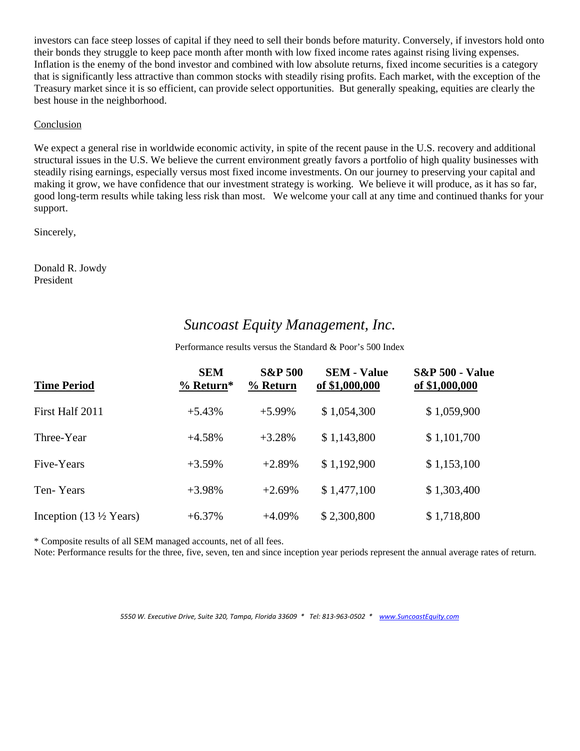investors can face steep losses of capital if they need to sell their bonds before maturity. Conversely, if investors hold onto their bonds they struggle to keep pace month after month with low fixed income rates against rising living expenses. Inflation is the enemy of the bond investor and combined with low absolute returns, fixed income securities is a category that is significantly less attractive than common stocks with steadily rising profits. Each market, with the exception of the Treasury market since it is so efficient, can provide select opportunities. But generally speaking, equities are clearly the best house in the neighborhood.

## Conclusion

We expect a general rise in worldwide economic activity, in spite of the recent pause in the U.S. recovery and additional structural issues in the U.S. We believe the current environment greatly favors a portfolio of high quality businesses with steadily rising earnings, especially versus most fixed income investments. On our journey to preserving your capital and making it grow, we have confidence that our investment strategy is working. We believe it will produce, as it has so far, good long-term results while taking less risk than most. We welcome your call at any time and continued thanks for your support.

Sincerely,

Donald R. Jowdy
President

# *Suncoast Equity Management, Inc.*

Performance results versus the Standard & Poor's 500 Index

| Time Period | SEM % Return* | S&P 500 % Return | SEM - Value of $1,000,000 | S&P 500 - Value of $1,000,000 |
|---|---|---|---|---|
| First Half 2011 | +5.43% | +5.99% | $ 1,054,300 | $ 1,059,900 |
| Three-Year | +4.58% | +3.28% | $ 1,143,800 | $ 1,101,700 |
| Five-Years | +3.59% | +2.89% | $ 1,192,900 | $ 1,153,100 |
| Ten- Years | +3.98% | +2.69% | $ 1,477,100 | $ 1,303,400 |
| Inception (13 ½ Years) | +6.37% | +4.09% | $ 2,300,800 | $ 1,718,800 |

* Composite results of all SEM managed accounts, net of all fees.
Note: Performance results for the three, five, seven, ten and since inception year periods represent the annual average rates of return.

*5550 W. Executive Drive, Suite 320, Tampa, Florida 33609 * Tel: 813-963-0502 * www.SuncoastEquity.com*